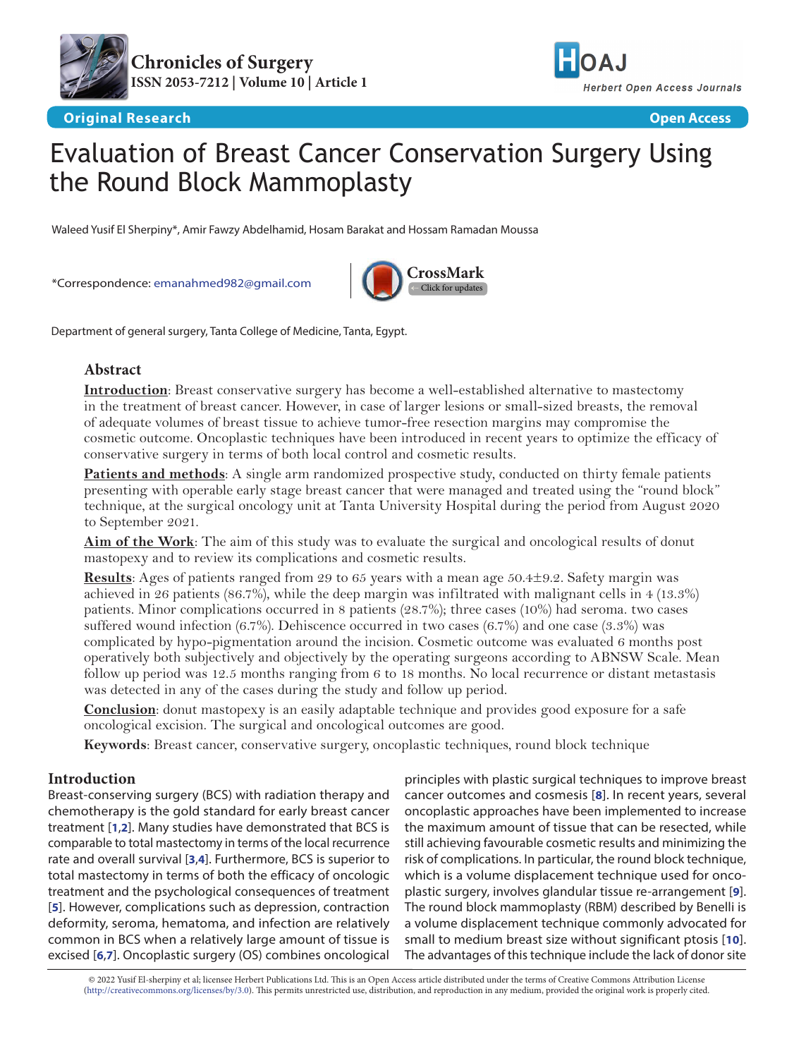Original Research | Open Access

# Evaluation of Breast Cancer Conservation Surgery Using the Round Block Mammoplasty

Waleed Yusif El Sherpiny*, Amir Fawzy Abdelhamid, Hosam Barakat and Hossam Ramadan Moussa

*Correspondence: emanahmed982@gmail.com

Department of general surgery, Tanta College of Medicine, Tanta, Egypt.

## Abstract

**Introduction**: Breast conservative surgery has become a well-established alternative to mastectomy in the treatment of breast cancer. However, in case of larger lesions or small-sized breasts, the removal of adequate volumes of breast tissue to achieve tumor-free resection margins may compromise the cosmetic outcome. Oncoplastic techniques have been introduced in recent years to optimize the efficacy of conservative surgery in terms of both local control and cosmetic results.

**Patients and methods**: A single arm randomized prospective study, conducted on thirty female patients presenting with operable early stage breast cancer that were managed and treated using the "round block" technique, at the surgical oncology unit at Tanta University Hospital during the period from August 2020 to September 2021.

**Aim of the Work**: The aim of this study was to evaluate the surgical and oncological results of donut mastopexy and to review its complications and cosmetic results.

**Results**: Ages of patients ranged from 29 to 65 years with a mean age 50.4±9.2. Safety margin was achieved in 26 patients (86.7%), while the deep margin was infiltrated with malignant cells in 4 (13.3%) patients. Minor complications occurred in 8 patients (28.7%); three cases (10%) had seroma. two cases suffered wound infection (6.7%). Dehiscence occurred in two cases (6.7%) and one case (3.3%) was complicated by hypo-pigmentation around the incision. Cosmetic outcome was evaluated 6 months post operatively both subjectively and objectively by the operating surgeons according to ABNSW Scale. Mean follow up period was 12.5 months ranging from 6 to 18 months. No local recurrence or distant metastasis was detected in any of the cases during the study and follow up period.

**Conclusion**: donut mastopexy is an easily adaptable technique and provides good exposure for a safe oncological excision. The surgical and oncological outcomes are good.

**Keywords**: Breast cancer, conservative surgery, oncoplastic techniques, round block technique

## Introduction

Breast-conserving surgery (BCS) with radiation therapy and chemotherapy is the gold standard for early breast cancer treatment [1,2]. Many studies have demonstrated that BCS is comparable to total mastectomy in terms of the local recurrence rate and overall survival [3,4]. Furthermore, BCS is superior to total mastectomy in terms of both the efficacy of oncologic treatment and the psychological consequences of treatment [5]. However, complications such as depression, contraction deformity, seroma, hematoma, and infection are relatively common in BCS when a relatively large amount of tissue is excised [6,7]. Oncoplastic surgery (OS) combines oncological principles with plastic surgical techniques to improve breast cancer outcomes and cosmesis [8]. In recent years, several oncoplastic approaches have been implemented to increase the maximum amount of tissue that can be resected, while still achieving favourable cosmetic results and minimizing the risk of complications. In particular, the round block technique, which is a volume displacement technique used for oncoplastic surgery, involves glandular tissue re-arrangement [9]. The round block mammoplasty (RBM) described by Benelli is a volume displacement technique commonly advocated for small to medium breast size without significant ptosis [10]. The advantages of this technique include the lack of donor site

© 2022 Yusif El-sherpiny et al; licensee Herbert Publications Ltd. This is an Open Access article distributed under the terms of Creative Commons Attribution License (http://creativecommons.org/licenses/by/3.0). This permits unrestricted use, distribution, and reproduction in any medium, provided the original work is properly cited.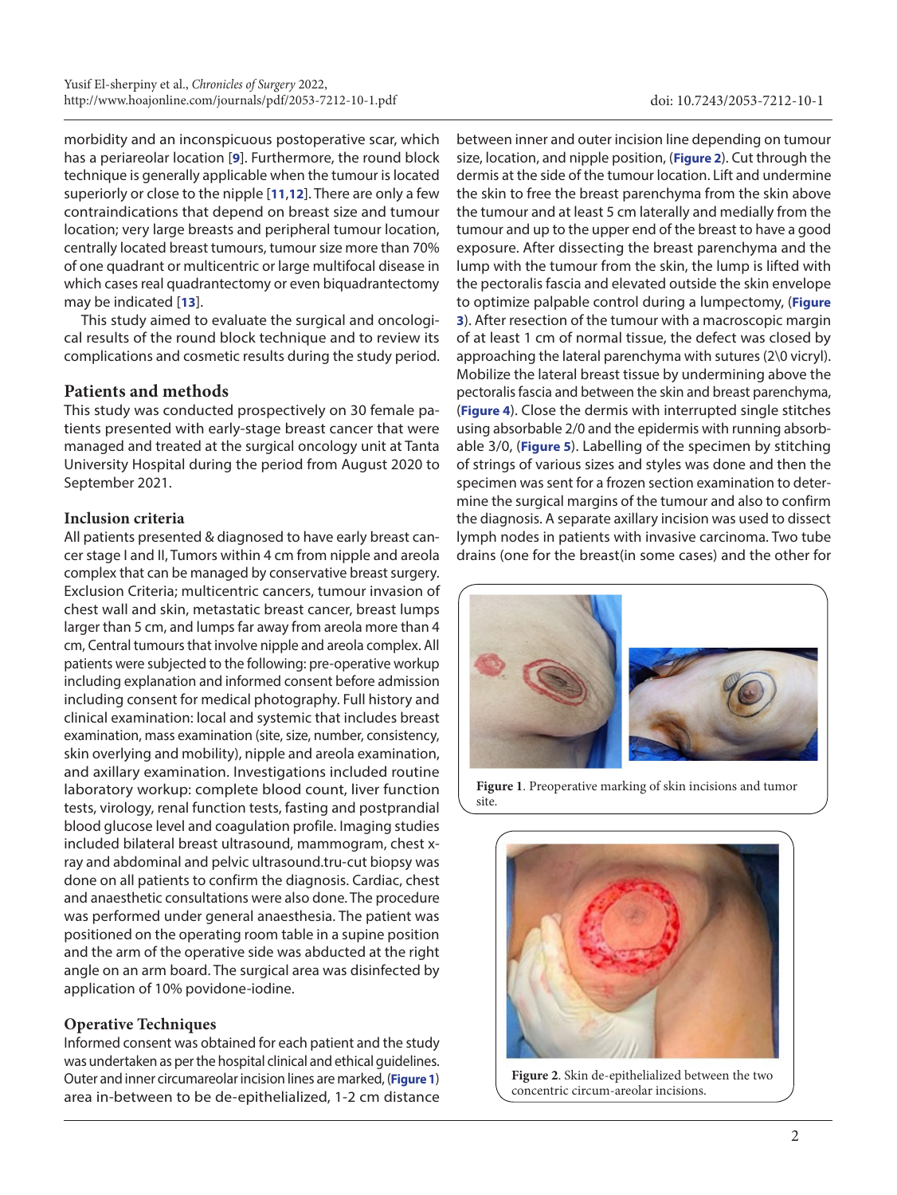morbidity and an inconspicuous postoperative scar, which has a periareolar location [9]. Furthermore, the round block technique is generally applicable when the tumour is located superiorly or close to the nipple [11,12]. There are only a few contraindications that depend on breast size and tumour location; very large breasts and peripheral tumour location, centrally located breast tumours, tumour size more than 70% of one quadrant or multicentric or large multifocal disease in which cases real quadrantectomy or even biquadrantectomy may be indicated [13].

This study aimed to evaluate the surgical and oncological results of the round block technique and to review its complications and cosmetic results during the study period.

## Patients and methods

This study was conducted prospectively on 30 female patients presented with early-stage breast cancer that were managed and treated at the surgical oncology unit at Tanta University Hospital during the period from August 2020 to September 2021.

### Inclusion criteria

All patients presented & diagnosed to have early breast cancer stage I and II, Tumors within 4 cm from nipple and areola complex that can be managed by conservative breast surgery. Exclusion Criteria; multicentric cancers, tumour invasion of chest wall and skin, metastatic breast cancer, breast lumps larger than 5 cm, and lumps far away from areola more than 4 cm, Central tumours that involve nipple and areola complex. All patients were subjected to the following: pre-operative workup including explanation and informed consent before admission including consent for medical photography. Full history and clinical examination: local and systemic that includes breast examination, mass examination (site, size, number, consistency, skin overlying and mobility), nipple and areola examination, and axillary examination. Investigations included routine laboratory workup: complete blood count, liver function tests, virology, renal function tests, fasting and postprandial blood glucose level and coagulation profile. Imaging studies included bilateral breast ultrasound, mammogram, chest x-ray and abdominal and pelvic ultrasound.tru-cut biopsy was done on all patients to confirm the diagnosis. Cardiac, chest and anaesthetic consultations were also done. The procedure was performed under general anaesthesia. The patient was positioned on the operating room table in a supine position and the arm of the operative side was abducted at the right angle on an arm board. The surgical area was disinfected by application of 10% povidone-iodine.

### Operative Techniques

Informed consent was obtained for each patient and the study was undertaken as per the hospital clinical and ethical guidelines. Outer and inner circumareolar incision lines are marked, (Figure 1) area in-between to be de-epithelialized, 1-2 cm distance between inner and outer incision line depending on tumour size, location, and nipple position, (Figure 2). Cut through the dermis at the side of the tumour location. Lift and undermine the skin to free the breast parenchyma from the skin above the tumour and at least 5 cm laterally and medially from the tumour and up to the upper end of the breast to have a good exposure. After dissecting the breast parenchyma and the lump with the tumour from the skin, the lump is lifted with the pectoralis fascia and elevated outside the skin envelope to optimize palpable control during a lumpectomy, (Figure 3). After resection of the tumour with a macroscopic margin of at least 1 cm of normal tissue, the defect was closed by approaching the lateral parenchyma with sutures (2\0 vicryl). Mobilize the lateral breast tissue by undermining above the pectoralis fascia and between the skin and breast parenchyma, (Figure 4). Close the dermis with interrupted single stitches using absorbable 2/0 and the epidermis with running absorbable 3/0, (Figure 5). Labelling of the specimen by stitching of strings of various sizes and styles was done and then the specimen was sent for a frozen section examination to determine the surgical margins of the tumour and also to confirm the diagnosis. A separate axillary incision was used to dissect lymph nodes in patients with invasive carcinoma. Two tube drains (one for the breast(in some cases) and the other for

**Figure 1**. Preoperative marking of skin incisions and tumor site.

**Figure 2**. Skin de-epithelialized between the two concentric circum-areolar incisions.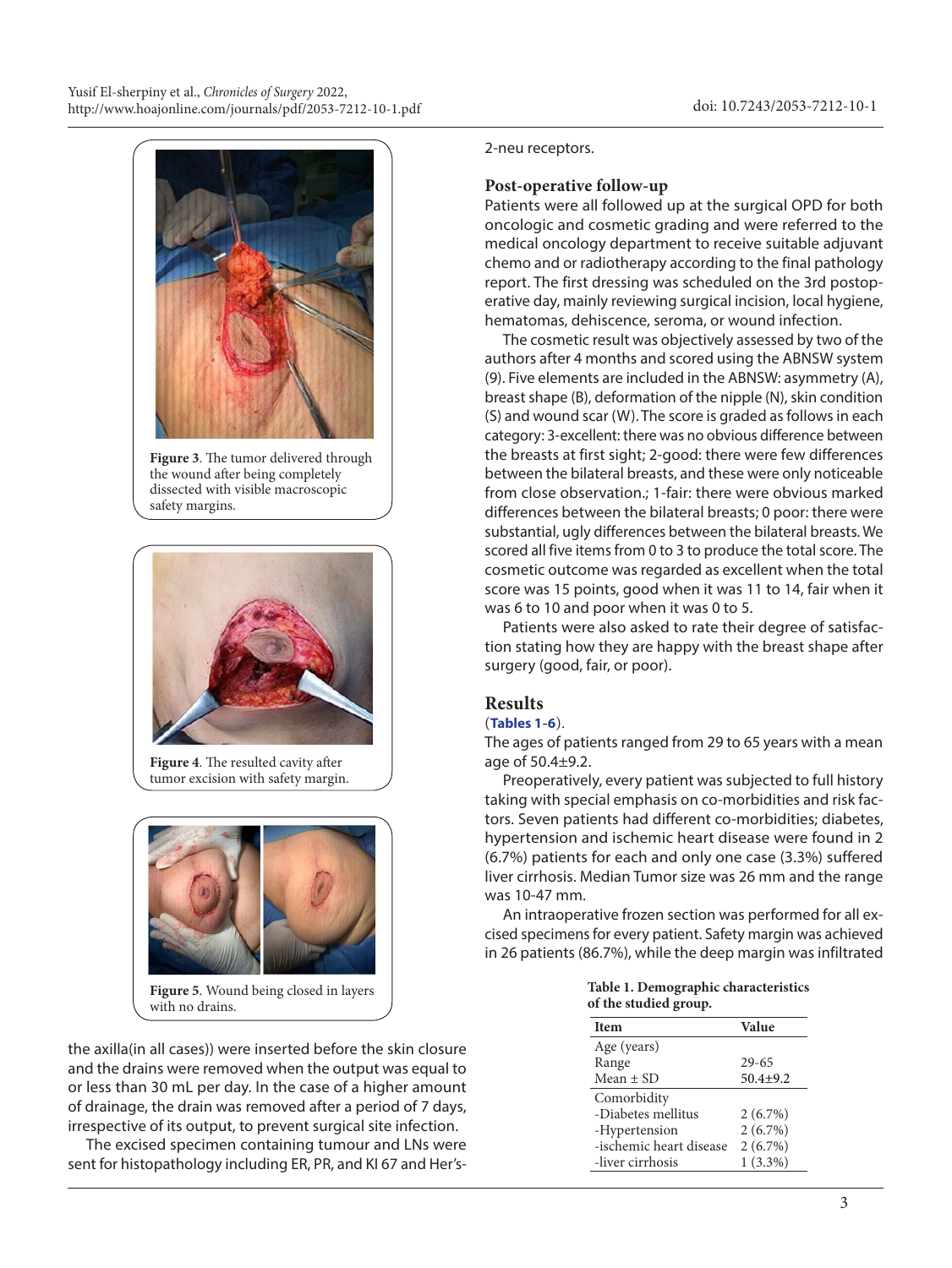Figure 3. The tumor delivered through the wound after being completely dissected with visible macroscopic safety margins.

Figure 4. The resulted cavity after tumor excision with safety margin.

Figure 5. Wound being closed in layers with no drains.

the axilla(in all cases)) were inserted before the skin closure and the drains were removed when the output was equal to or less than 30 mL per day. In the case of a higher amount of drainage, the drain was removed after a period of 7 days, irrespective of its output, to prevent surgical site infection.

The excised specimen containing tumour and LNs were sent for histopathology including ER, PR, and KI 67 and Her's-2-neu receptors.

## Post-operative follow-up

Patients were all followed up at the surgical OPD for both oncologic and cosmetic grading and were referred to the medical oncology department to receive suitable adjuvant chemo and or radiotherapy according to the final pathology report. The first dressing was scheduled on the 3rd postoperative day, mainly reviewing surgical incision, local hygiene, hematomas, dehiscence, seroma, or wound infection.

The cosmetic result was objectively assessed by two of the authors after 4 months and scored using the ABNSW system (9). Five elements are included in the ABNSW: asymmetry (A), breast shape (B), deformation of the nipple (N), skin condition (S) and wound scar (W). The score is graded as follows in each category: 3-excellent: there was no obvious difference between the breasts at first sight; 2-good: there were few differences between the bilateral breasts, and these were only noticeable from close observation.; 1-fair: there were obvious marked differences between the bilateral breasts; 0 poor: there were substantial, ugly differences between the bilateral breasts. We scored all five items from 0 to 3 to produce the total score. The cosmetic outcome was regarded as excellent when the total score was 15 points, good when it was 11 to 14, fair when it was 6 to 10 and poor when it was 0 to 5.

Patients were also asked to rate their degree of satisfaction stating how they are happy with the breast shape after surgery (good, fair, or poor).

## Results

(**Tables 1-6**).

The ages of patients ranged from 29 to 65 years with a mean age of 50.4±9.2.

Preoperatively, every patient was subjected to full history taking with special emphasis on co-morbidities and risk factors. Seven patients had different co-morbidities; diabetes, hypertension and ischemic heart disease were found in 2 (6.7%) patients for each and only one case (3.3%) suffered liver cirrhosis. Median Tumor size was 26 mm and the range was 10-47 mm.

An intraoperative frozen section was performed for all excised specimens for every patient. Safety margin was achieved in 26 patients (86.7%), while the deep margin was infiltrated

**Table 1. Demographic characteristics of the studied group.**

| Item | Value |
|---|---|
| Age (years) | |
| Range | 29-65 |
| Mean ± SD | 50.4±9.2 |
| Comorbidity | |
| -Diabetes mellitus | 2 (6.7%) |
| -Hypertension | 2 (6.7%) |
| -ischemic heart disease | 2 (6.7%) |
| -liver cirrhosis | 1 (3.3%) |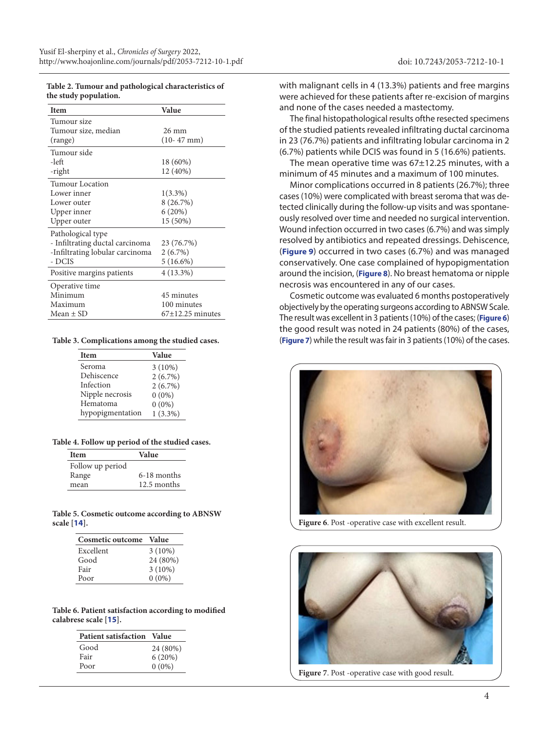**Table 2. Tumour and pathological characteristics of the study population.**

| Item | Value |
|---|---|
| Tumour size | |
| Tumour size, median (range) | 26 mm (10- 47 mm) |
| Tumour side | |
| -left | 18 (60%) |
| -right | 12 (40%) |
| Tumour Location | |
| Lower inner | 1(3.3%) |
| Lower outer | 8 (26.7%) |
| Upper inner | 6 (20%) |
| Upper outer | 15 (50%) |
| Pathological type | |
| - Infiltrating ductal carcinoma | 23 (76.7%) |
| -Infiltrating lobular carcinoma | 2 (6.7%) |
| - DCIS | 5 (16.6%) |
| Positive margins patients | 4 (13.3%) |
| Operative time | |
| Minimum | 45 minutes |
| Maximum | 100 minutes |
| Mean ± SD | 67±12.25 minutes |

**Table 3. Complications among the studied cases.**

| Item | Value |
|---|---|
| Seroma | 3 (10%) |
| Dehiscence | 2 (6.7%) |
| Infection | 2 (6.7%) |
| Nipple necrosis | 0 (0%) |
| Hematoma | 0 (0%) |
| hypopigmentation | 1 (3.3%) |

**Table 4. Follow up period of the studied cases.**

| Item | Value |
|---|---|
| Follow up period | |
| Range | 6-18 months |
| mean | 12.5 months |

**Table 5. Cosmetic outcome according to ABNSW scale [14].**

| Cosmetic outcome | Value |
|---|---|
| Excellent | 3 (10%) |
| Good | 24 (80%) |
| Fair | 3 (10%) |
| Poor | 0 (0%) |

**Table 6. Patient satisfaction according to modified calabrese scale [15].**

| Patient satisfaction | Value |
|---|---|
| Good | 24 (80%) |
| Fair | 6 (20%) |
| Poor | 0 (0%) |

with malignant cells in 4 (13.3%) patients and free margins were achieved for these patients after re-excision of margins and none of the cases needed a mastectomy.

The final histopathological results ofthe resected specimens of the studied patients revealed infiltrating ductal carcinoma in 23 (76.7%) patients and infiltrating lobular carcinoma in 2 (6.7%) patients while DCIS was found in 5 (16.6%) patients.

The mean operative time was 67±12.25 minutes, with a minimum of 45 minutes and a maximum of 100 minutes.

Minor complications occurred in 8 patients (26.7%); three cases (10%) were complicated with breast seroma that was detected clinically during the follow-up visits and was spontaneously resolved over time and needed no surgical intervention. Wound infection occurred in two cases (6.7%) and was simply resolved by antibiotics and repeated dressings. Dehiscence, (**Figure 9**) occurred in two cases (6.7%) and was managed conservatively. One case complained of hypopigmentation around the incision, (**Figure 8**). No breast hematoma or nipple necrosis was encountered in any of our cases.

Cosmetic outcome was evaluated 6 months postoperatively objectively by the operating surgeons according to ABNSW Scale. The result was excellent in 3 patients (10%) of the cases; (**Figure 6**) the good result was noted in 24 patients (80%) of the cases, (**Figure 7**) while the result was fair in 3 patients (10%) of the cases.

**Figure 6**. Post -operative case with excellent result.

**Figure 7**. Post -operative case with good result.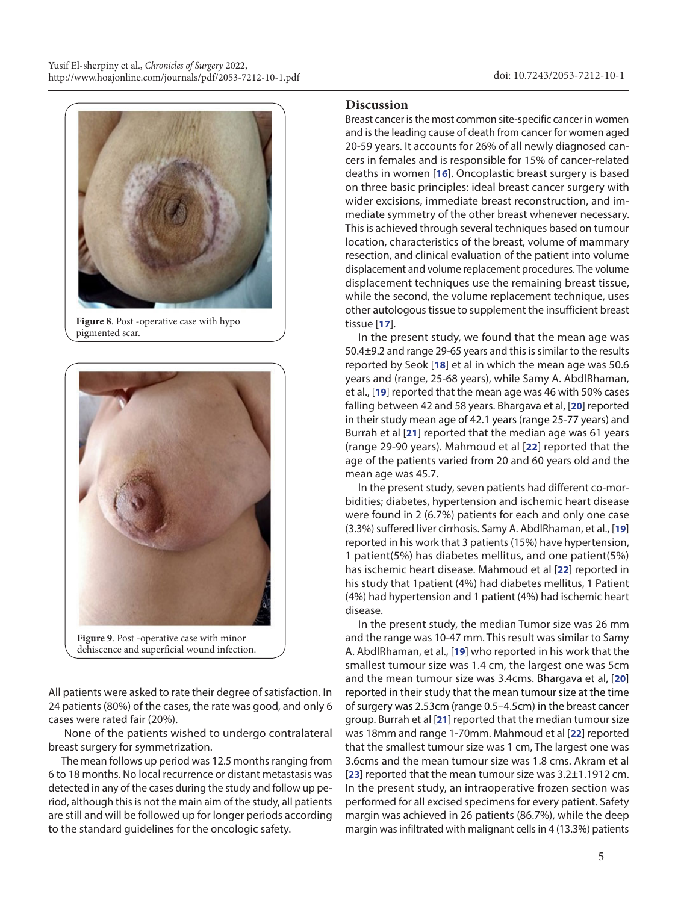Figure 8. Post -operative case with hypo pigmented scar.

Figure 9. Post -operative case with minor dehiscence and superficial wound infection.

All patients were asked to rate their degree of satisfaction. In 24 patients (80%) of the cases, the rate was good, and only 6 cases were rated fair (20%).

None of the patients wished to undergo contralateral breast surgery for symmetrization.

The mean follows up period was 12.5 months ranging from 6 to 18 months. No local recurrence or distant metastasis was detected in any of the cases during the study and follow up period, although this is not the main aim of the study, all patients are still and will be followed up for longer periods according to the standard guidelines for the oncologic safety.

## Discussion

Breast cancer is the most common site-specific cancer in women and is the leading cause of death from cancer for women aged 20-59 years. It accounts for 26% of all newly diagnosed cancers in females and is responsible for 15% of cancer-related deaths in women [16]. Oncoplastic breast surgery is based on three basic principles: ideal breast cancer surgery with wider excisions, immediate breast reconstruction, and immediate symmetry of the other breast whenever necessary. This is achieved through several techniques based on tumour location, characteristics of the breast, volume of mammary resection, and clinical evaluation of the patient into volume displacement and volume replacement procedures. The volume displacement techniques use the remaining breast tissue, while the second, the volume replacement technique, uses other autologous tissue to supplement the insufficient breast tissue [17].

In the present study, we found that the mean age was 50.4±9.2 and range 29-65 years and this is similar to the results reported by Seok [18] et al in which the mean age was 50.6 years and (range, 25-68 years), while Samy A. AbdlRhaman, et al., [19] reported that the mean age was 46 with 50% cases falling between 42 and 58 years. Bhargava et al, [20] reported in their study mean age of 42.1 years (range 25-77 years) and Burrah et al [21] reported that the median age was 61 years (range 29-90 years). Mahmoud et al [22] reported that the age of the patients varied from 20 and 60 years old and the mean age was 45.7.

In the present study, seven patients had different co-morbidities; diabetes, hypertension and ischemic heart disease were found in 2 (6.7%) patients for each and only one case (3.3%) suffered liver cirrhosis. Samy A. AbdlRhaman, et al., [19] reported in his work that 3 patients (15%) have hypertension, 1 patient(5%) has diabetes mellitus, and one patient(5%) has ischemic heart disease. Mahmoud et al [22] reported in his study that 1patient (4%) had diabetes mellitus, 1 Patient (4%) had hypertension and 1 patient (4%) had ischemic heart disease.

In the present study, the median Tumor size was 26 mm and the range was 10-47 mm. This result was similar to Samy A. AbdlRhaman, et al., [19] who reported in his work that the smallest tumour size was 1.4 cm, the largest one was 5cm and the mean tumour size was 3.4cms. Bhargava et al, [20] reported in their study that the mean tumour size at the time of surgery was 2.53cm (range 0.5–4.5cm) in the breast cancer group. Burrah et al [21] reported that the median tumour size was 18mm and range 1-70mm. Mahmoud et al [22] reported that the smallest tumour size was 1 cm, The largest one was 3.6cms and the mean tumour size was 1.8 cms. Akram et al [23] reported that the mean tumour size was 3.2±1.1912 cm. In the present study, an intraoperative frozen section was performed for all excised specimens for every patient. Safety margin was achieved in 26 patients (86.7%), while the deep margin was infiltrated with malignant cells in 4 (13.3%) patients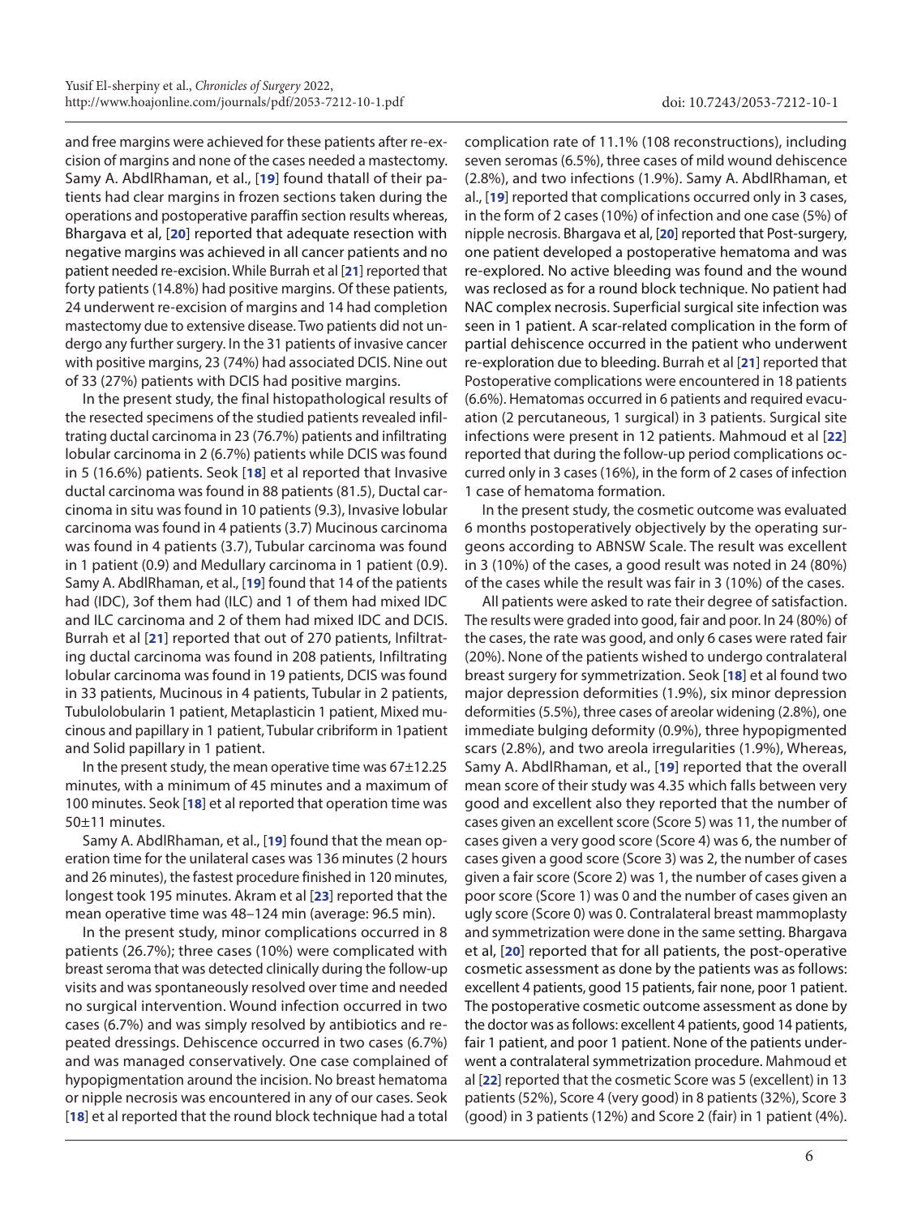and free margins were achieved for these patients after re-excision of margins and none of the cases needed a mastectomy. Samy A. AbdlRhaman, et al., [19] found thatall of their patients had clear margins in frozen sections taken during the operations and postoperative paraffin section results whereas, Bhargava et al, [20] reported that adequate resection with negative margins was achieved in all cancer patients and no patient needed re-excision. While Burrah et al [21] reported that forty patients (14.8%) had positive margins. Of these patients, 24 underwent re-excision of margins and 14 had completion mastectomy due to extensive disease. Two patients did not undergo any further surgery. In the 31 patients of invasive cancer with positive margins, 23 (74%) had associated DCIS. Nine out of 33 (27%) patients with DCIS had positive margins.

In the present study, the final histopathological results of the resected specimens of the studied patients revealed infiltrating ductal carcinoma in 23 (76.7%) patients and infiltrating lobular carcinoma in 2 (6.7%) patients while DCIS was found in 5 (16.6%) patients. Seok [18] et al reported that Invasive ductal carcinoma was found in 88 patients (81.5), Ductal carcinoma in situ was found in 10 patients (9.3), Invasive lobular carcinoma was found in 4 patients (3.7) Mucinous carcinoma was found in 4 patients (3.7), Tubular carcinoma was found in 1 patient (0.9) and Medullary carcinoma in 1 patient (0.9). Samy A. AbdlRhaman, et al., [19] found that 14 of the patients had (IDC), 3of them had (ILC) and 1 of them had mixed IDC and ILC carcinoma and 2 of them had mixed IDC and DCIS. Burrah et al [21] reported that out of 270 patients, Infiltrating ductal carcinoma was found in 208 patients, Infiltrating lobular carcinoma was found in 19 patients, DCIS was found in 33 patients, Mucinous in 4 patients, Tubular in 2 patients, Tubulolobularin 1 patient, Metaplasticin 1 patient, Mixed mucinous and papillary in 1 patient, Tubular cribriform in 1patient and Solid papillary in 1 patient.

In the present study, the mean operative time was 67±12.25 minutes, with a minimum of 45 minutes and a maximum of 100 minutes. Seok [18] et al reported that operation time was 50±11 minutes.

Samy A. AbdlRhaman, et al., [19] found that the mean operation time for the unilateral cases was 136 minutes (2 hours and 26 minutes), the fastest procedure finished in 120 minutes, longest took 195 minutes. Akram et al [23] reported that the mean operative time was 48–124 min (average: 96.5 min).

In the present study, minor complications occurred in 8 patients (26.7%); three cases (10%) were complicated with breast seroma that was detected clinically during the follow-up visits and was spontaneously resolved over time and needed no surgical intervention. Wound infection occurred in two cases (6.7%) and was simply resolved by antibiotics and repeated dressings. Dehiscence occurred in two cases (6.7%) and was managed conservatively. One case complained of hypopigmentation around the incision. No breast hematoma or nipple necrosis was encountered in any of our cases. Seok [18] et al reported that the round block technique had a total complication rate of 11.1% (108 reconstructions), including seven seromas (6.5%), three cases of mild wound dehiscence (2.8%), and two infections (1.9%). Samy A. AbdlRhaman, et al., [19] reported that complications occurred only in 3 cases, in the form of 2 cases (10%) of infection and one case (5%) of nipple necrosis. Bhargava et al, [20] reported that Post-surgery, one patient developed a postoperative hematoma and was re-explored. No active bleeding was found and the wound was reclosed as for a round block technique. No patient had NAC complex necrosis. Superficial surgical site infection was seen in 1 patient. A scar-related complication in the form of partial dehiscence occurred in the patient who underwent re-exploration due to bleeding. Burrah et al [21] reported that Postoperative complications were encountered in 18 patients (6.6%). Hematomas occurred in 6 patients and required evacuation (2 percutaneous, 1 surgical) in 3 patients. Surgical site infections were present in 12 patients. Mahmoud et al [22] reported that during the follow-up period complications occurred only in 3 cases (16%), in the form of 2 cases of infection 1 case of hematoma formation.

In the present study, the cosmetic outcome was evaluated 6 months postoperatively objectively by the operating surgeons according to ABNSW Scale. The result was excellent in 3 (10%) of the cases, a good result was noted in 24 (80%) of the cases while the result was fair in 3 (10%) of the cases.

All patients were asked to rate their degree of satisfaction. The results were graded into good, fair and poor. In 24 (80%) of the cases, the rate was good, and only 6 cases were rated fair (20%). None of the patients wished to undergo contralateral breast surgery for symmetrization. Seok [18] et al found two major depression deformities (1.9%), six minor depression deformities (5.5%), three cases of areolar widening (2.8%), one immediate bulging deformity (0.9%), three hypopigmented scars (2.8%), and two areola irregularities (1.9%), Whereas, Samy A. AbdlRhaman, et al., [19] reported that the overall mean score of their study was 4.35 which falls between very good and excellent also they reported that the number of cases given an excellent score (Score 5) was 11, the number of cases given a very good score (Score 4) was 6, the number of cases given a good score (Score 3) was 2, the number of cases given a fair score (Score 2) was 1, the number of cases given a poor score (Score 1) was 0 and the number of cases given an ugly score (Score 0) was 0. Contralateral breast mammoplasty and symmetrization were done in the same setting. Bhargava et al, [20] reported that for all patients, the post-operative cosmetic assessment as done by the patients was as follows: excellent 4 patients, good 15 patients, fair none, poor 1 patient. The postoperative cosmetic outcome assessment as done by the doctor was as follows: excellent 4 patients, good 14 patients, fair 1 patient, and poor 1 patient. None of the patients underwent a contralateral symmetrization procedure. Mahmoud et al [22] reported that the cosmetic Score was 5 (excellent) in 13 patients (52%), Score 4 (very good) in 8 patients (32%), Score 3 (good) in 3 patients (12%) and Score 2 (fair) in 1 patient (4%).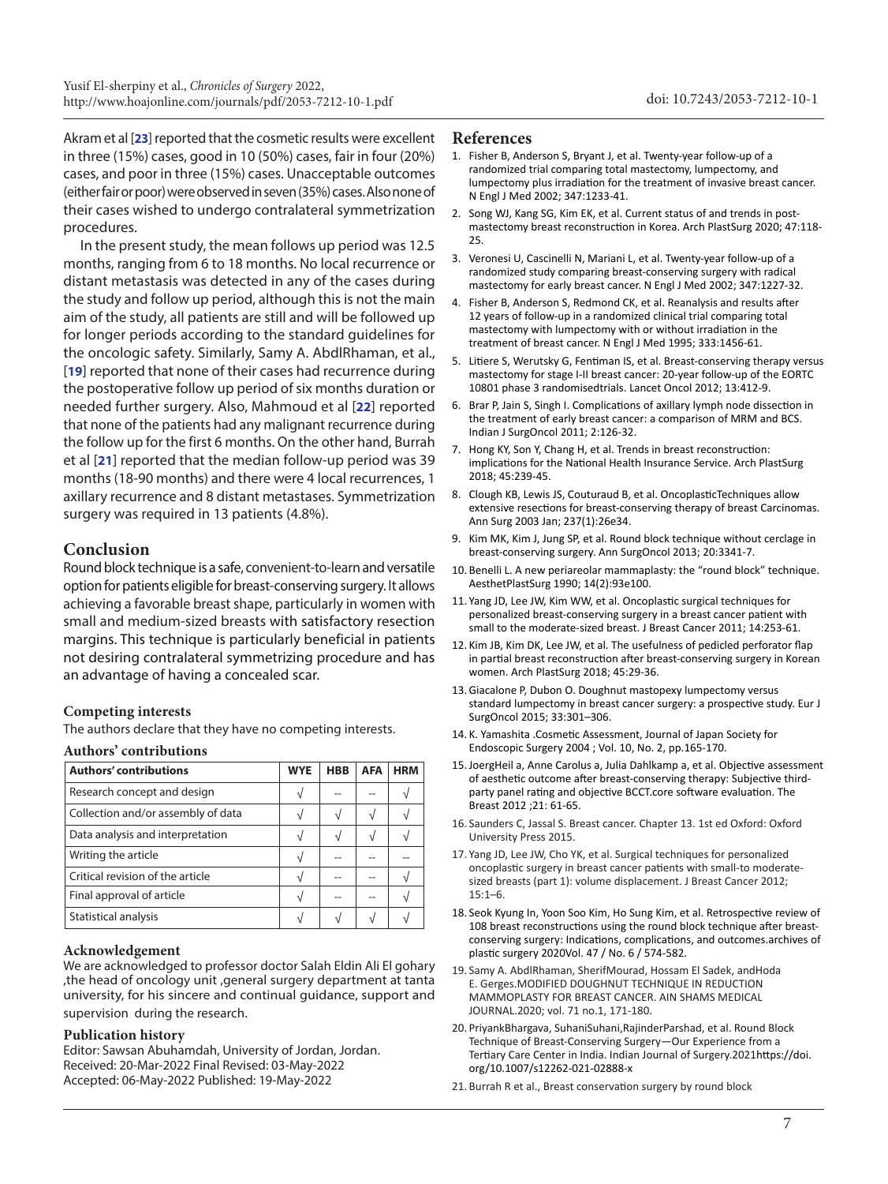Akram et al [23] reported that the cosmetic results were excellent in three (15%) cases, good in 10 (50%) cases, fair in four (20%) cases, and poor in three (15%) cases. Unacceptable outcomes (either fair or poor) were observed in seven (35%) cases. Also none of their cases wished to undergo contralateral symmetrization procedures.

In the present study, the mean follows up period was 12.5 months, ranging from 6 to 18 months. No local recurrence or distant metastasis was detected in any of the cases during the study and follow up period, although this is not the main aim of the study, all patients are still and will be followed up for longer periods according to the standard guidelines for the oncologic safety. Similarly, Samy A. AbdlRhaman, et al., [19] reported that none of their cases had recurrence during the postoperative follow up period of six months duration or needed further surgery. Also, Mahmoud et al [22] reported that none of the patients had any malignant recurrence during the follow up for the first 6 months. On the other hand, Burrah et al [21] reported that the median follow-up period was 39 months (18-90 months) and there were 4 local recurrences, 1 axillary recurrence and 8 distant metastases. Symmetrization surgery was required in 13 patients (4.8%).

## Conclusion

Round block technique is a safe, convenient-to-learn and versatile option for patients eligible for breast-conserving surgery. It allows achieving a favorable breast shape, particularly in women with small and medium-sized breasts with satisfactory resection margins. This technique is particularly beneficial in patients not desiring contralateral symmetrizing procedure and has an advantage of having a concealed scar.

### Competing interests

The authors declare that they have no competing interests.

### Authors' contributions

| Authors' contributions | WYE | HBB | AFA | HRM |
|---|---|---|---|---|
| Research concept and design | √ | -- | -- | √ |
| Collection and/or assembly of data | √ | √ | √ | √ |
| Data analysis and interpretation | √ | √ | √ | √ |
| Writing the article | √ | -- | -- | -- |
| Critical revision of the article | √ | -- | -- | √ |
| Final approval of article | √ | -- | -- | √ |
| Statistical analysis | √ | √ | √ | √ |

### Acknowledgement

We are acknowledged to professor doctor Salah Eldin Ali El gohary ,the head of oncology unit ,general surgery department at tanta university, for his sincere and continual guidance, support and supervision during the research.

### Publication history

Editor: Sawsan Abuhamdah, University of Jordan, Jordan.
Received: 20-Mar-2022 Final Revised: 03-May-2022
Accepted: 06-May-2022 Published: 19-May-2022

## References

1. Fisher B, Anderson S, Bryant J, et al. Twenty-year follow-up of a randomized trial comparing total mastectomy, lumpectomy, and lumpectomy plus irradiation for the treatment of invasive breast cancer. N Engl J Med 2002; 347:1233-41.
2. Song WJ, Kang SG, Kim EK, et al. Current status of and trends in post-mastectomy breast reconstruction in Korea. Arch PlastSurg 2020; 47:118-25.
3. Veronesi U, Cascinelli N, Mariani L, et al. Twenty-year follow-up of a randomized study comparing breast-conserving surgery with radical mastectomy for early breast cancer. N Engl J Med 2002; 347:1227-32.
4. Fisher B, Anderson S, Redmond CK, et al. Reanalysis and results after 12 years of follow-up in a randomized clinical trial comparing total mastectomy with lumpectomy with or without irradiation in the treatment of breast cancer. N Engl J Med 1995; 333:1456-61.
5. Litiere S, Werutsky G, Fentiman IS, et al. Breast-conserving therapy versus mastectomy for stage I-II breast cancer: 20-year follow-up of the EORTC 10801 phase 3 randomisedtrials. Lancet Oncol 2012; 13:412-9.
6. Brar P, Jain S, Singh I. Complications of axillary lymph node dissection in the treatment of early breast cancer: a comparison of MRM and BCS. Indian J SurgOncol 2011; 2:126-32.
7. Hong KY, Son Y, Chang H, et al. Trends in breast reconstruction: implications for the National Health Insurance Service. Arch PlastSurg 2018; 45:239-45.
8. Clough KB, Lewis JS, Couturaud B, et al. OncoplasticTechniques allow extensive resections for breast-conserving therapy of breast Carcinomas. Ann Surg 2003 Jan; 237(1):26e34.
9. Kim MK, Kim J, Jung SP, et al. Round block technique without cerclage in breast-conserving surgery. Ann SurgOncol 2013; 20:3341-7.
10. Benelli L. A new periareolar mammaplasty: the "round block" technique. AesthetPlastSurg 1990; 14(2):93e100.
11. Yang JD, Lee JW, Kim WW, et al. Oncoplastic surgical techniques for personalized breast-conserving surgery in a breast cancer patient with small to the moderate-sized breast. J Breast Cancer 2011; 14:253-61.
12. Kim JB, Kim DK, Lee JW, et al. The usefulness of pedicled perforator flap in partial breast reconstruction after breast-conserving surgery in Korean women. Arch PlastSurg 2018; 45:29-36.
13. Giacalone P, Dubon O. Doughnut mastopexy lumpectomy versus standard lumpectomy in breast cancer surgery: a prospective study. Eur J SurgOncol 2015; 33:301–306.
14. K. Yamashita .Cosmetic Assessment, Journal of Japan Society for Endoscopic Surgery 2004 ; Vol. 10, No. 2, pp.165-170.
15. JoergHeil a, Anne Carolus a, Julia Dahlkamp a, et al. Objective assessment of aesthetic outcome after breast-conserving therapy: Subjective third-party panel rating and objective BCCT.core software evaluation. The Breast 2012 ;21: 61-65.
16. Saunders C, Jassal S. Breast cancer. Chapter 13. 1st ed Oxford: Oxford University Press 2015.
17. Yang JD, Lee JW, Cho YK, et al. Surgical techniques for personalized oncoplastic surgery in breast cancer patients with small-to moderate-sized breasts (part 1): volume displacement. J Breast Cancer 2012; 15:1–6.
18. Seok Kyung In, Yoon Soo Kim, Ho Sung Kim, et al. Retrospective review of 108 breast reconstructions using the round block technique after breast-conserving surgery: Indications, complications, and outcomes.archives of plastic surgery 2020Vol. 47 / No. 6 / 574-582.
19. Samy A. AbdlRhaman, SherifMourad, Hossam El Sadek, andHoda E. Gerges.MODIFIED DOUGHNUT TECHNIQUE IN REDUCTION MAMMOPLASTY FOR BREAST CANCER. AIN SHAMS MEDICAL JOURNAL.2020; vol. 71 no.1, 171-180.
20. PriyankBhargava, SuhaniSuhani,RajinderParshad, et al. Round Block Technique of Breast-Conserving Surgery—Our Experience from a Tertiary Care Center in India. Indian Journal of Surgery.2021https://doi.org/10.1007/s12262-021-02888-x
21. Burrah R et al., Breast conservation surgery by round block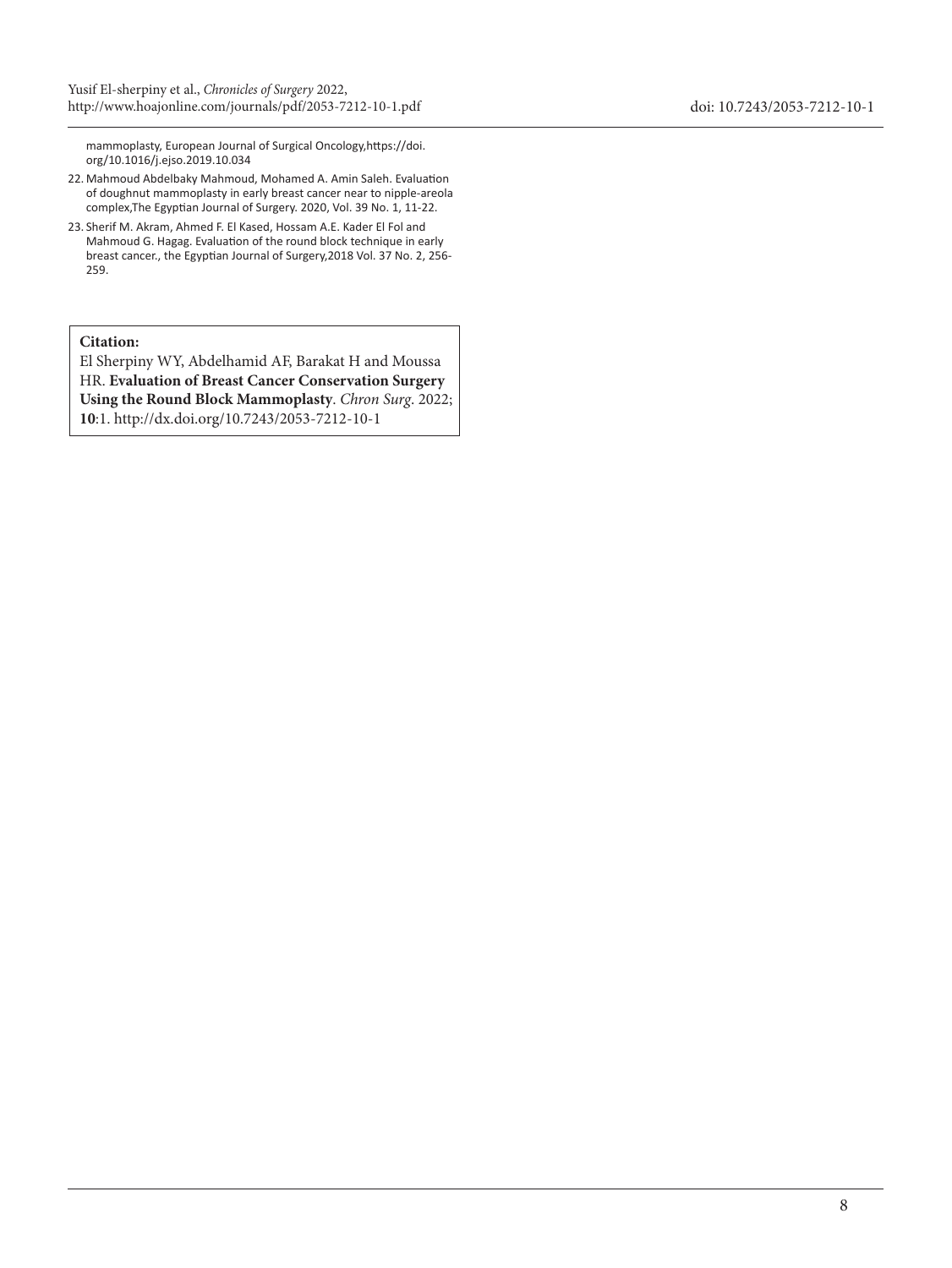mammoplasty, European Journal of Surgical Oncology,https://doi.org/10.1016/j.ejso.2019.10.034

22. Mahmoud Abdelbaky Mahmoud, Mohamed A. Amin Saleh. Evaluation of doughnut mammoplasty in early breast cancer near to nipple-areola complex,The Egyptian Journal of Surgery. 2020, Vol. 39 No. 1, 11-22.
23. Sherif M. Akram, Ahmed F. El Kased, Hossam A.E. Kader El Fol and Mahmoud G. Hagag. Evaluation of the round block technique in early breast cancer., the Egyptian Journal of Surgery,2018 Vol. 37 No. 2, 256-259.

**Citation:**
El Sherpiny WY, Abdelhamid AF, Barakat H and Moussa HR. **Evaluation of Breast Cancer Conservation Surgery Using the Round Block Mammoplasty**. *Chron Surg*. 2022; **10**:1. http://dx.doi.org/10.7243/2053-7212-10-1